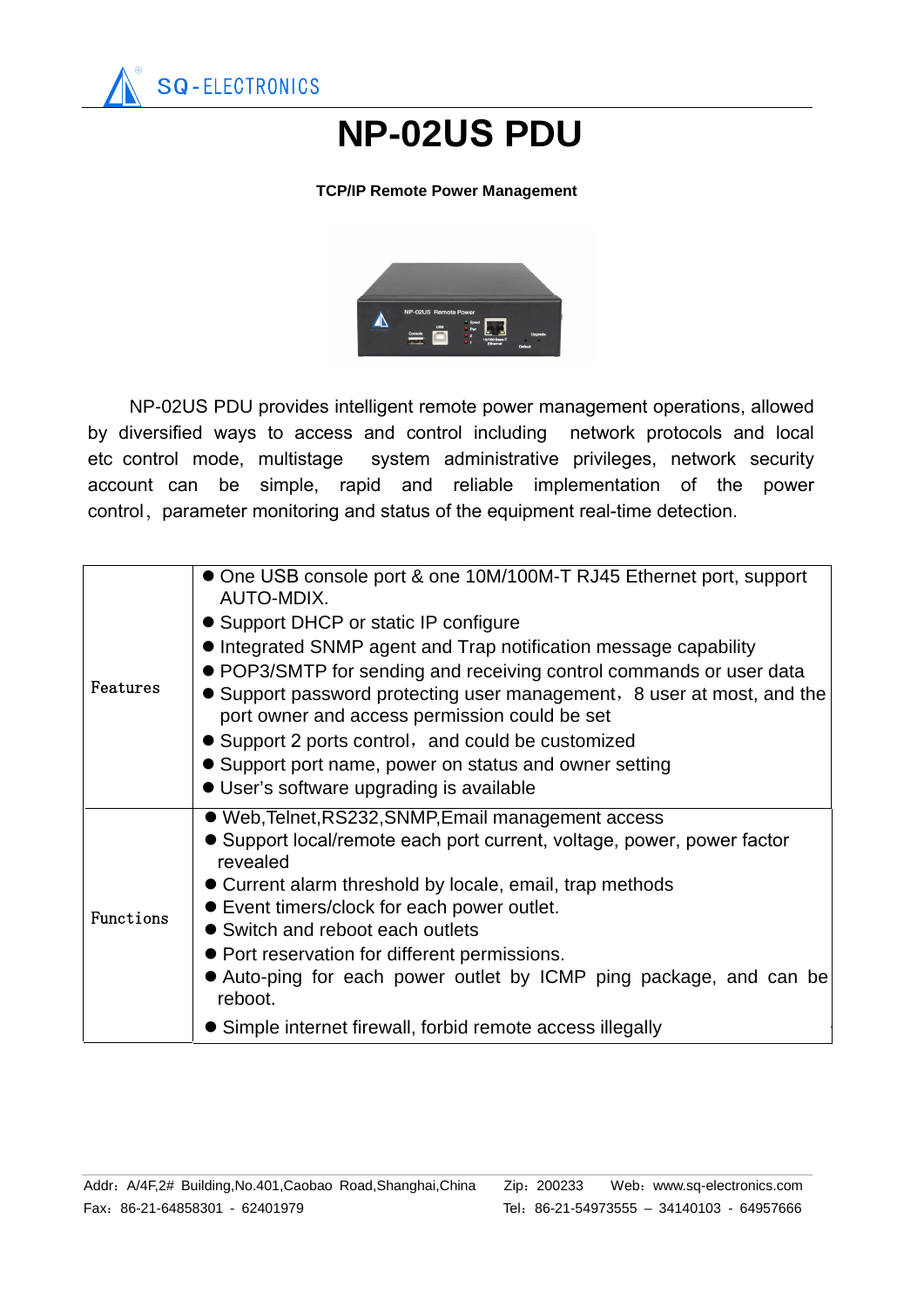# NP-02US PDU

**TCP/IP Remote Power Management**

NP-02US PDU provides intelligent remote power management operations, allowed by diversified ways to access and control including network protocols and local etc control mode, multistage system administrative privileges, network security account can be simple, rapid and reliable implementation of the power control，parameter monitoring and status of the equipment real-time detection.

| | |
|---|---|
| Features | ● One USB console port & one 10M/100M-T RJ45 Ethernet port, support AUTO-MDIX.<br>● Support DHCP or static IP configure<br>● Integrated SNMP agent and Trap notification message capability<br>● POP3/SMTP for sending and receiving control commands or user data<br>● Support password protecting user management，8 user at most, and the port owner and access permission could be set<br>● Support 2 ports control，and could be customized<br>● Support port name, power on status and owner setting<br>● User's software upgrading is available |
| Functions | ● Web,Telnet,RS232,SNMP,Email management access<br>● Support local/remote each port current, voltage, power, power factor revealed<br>● Current alarm threshold by locale, email, trap methods<br>● Event timers/clock for each power outlet.<br>● Switch and reboot each outlets<br>● Port reservation for different permissions.<br>● Auto-ping for each power outlet by ICMP ping package, and can be reboot.<br>● Simple internet firewall, forbid remote access illegally |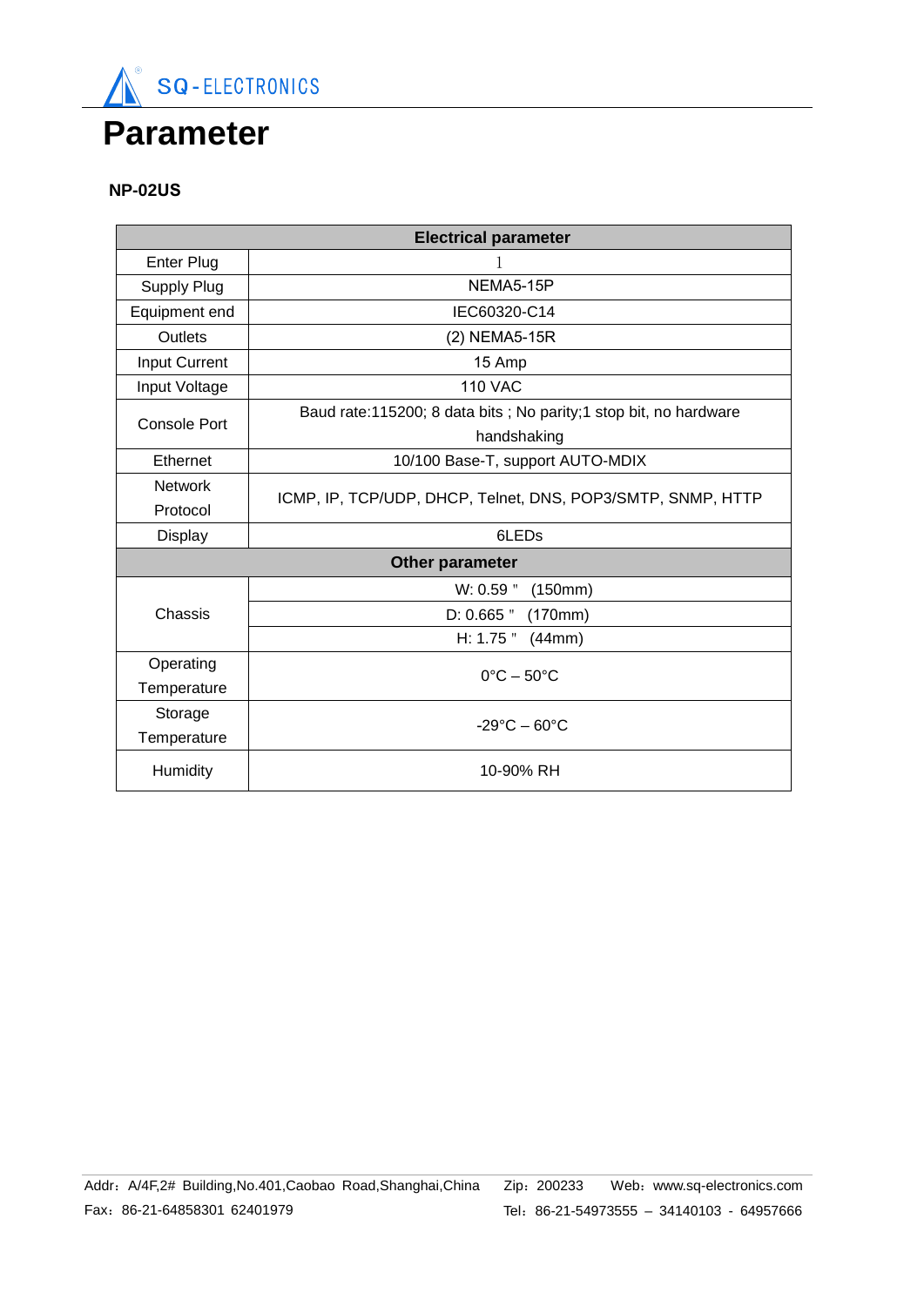# Parameter

**NP-02US**

| Electrical parameter | |
|---|---|
| Enter Plug | 1 |
| Supply Plug | NEMA5-15P |
| Equipment end | IEC60320-C14 |
| Outlets | (2) NEMA5-15R |
| Input Current | 15 Amp |
| Input Voltage | 110 VAC |
| Console Port | Baud rate:115200; 8 data bits ; No parity;1 stop bit, no hardware handshaking |
| Ethernet | 10/100 Base-T, support AUTO-MDIX |
| Network Protocol | ICMP, IP, TCP/UDP, DHCP, Telnet, DNS, POP3/SMTP, SNMP, HTTP |
| Display | 6LEDs |
| **Other parameter** | |
| Chassis | W: 0.59 "  (150mm) |
| | D: 0.665 "  (170mm) |
| | H: 1.75 "  (44mm) |
| Operating Temperature | 0°C – 50°C |
| Storage Temperature | -29°C – 60°C |
| Humidity | 10-90% RH |

Addr：A/4F,2# Building,No.401,Caobao Road,Shanghai,China  Zip：200233  Web：www.sq-electronics.com
Fax：86-21-64858301 62401979  Tel：86-21-54973555 – 34140103 - 64957666